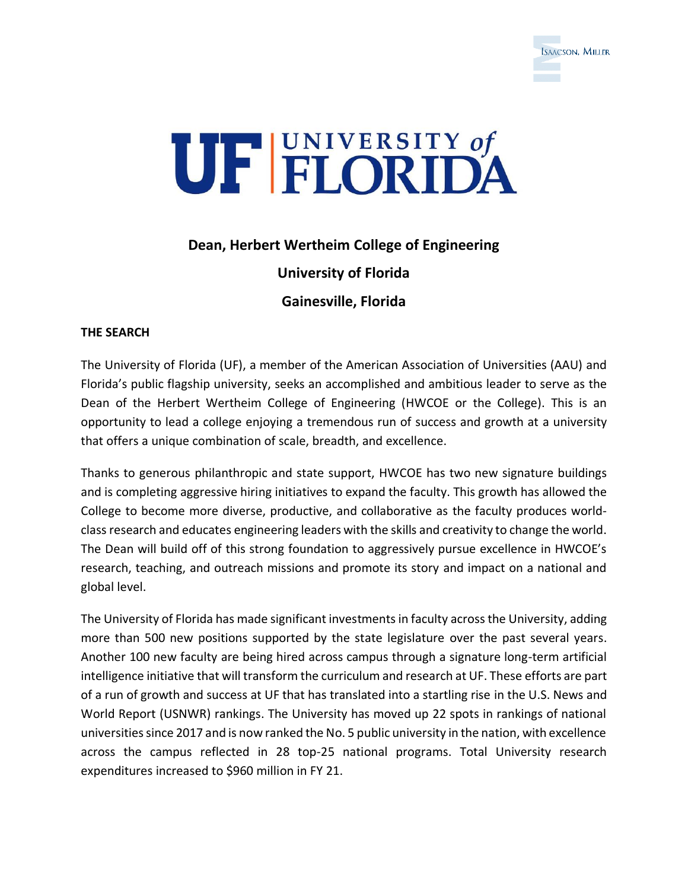# Dean, Herbert Wertheim College of Engineering

## University of Florida

## Gainesville, Florida

### THE SEARCH

The University of Florida (UF), a member of the American Association of Universities (AAU) and Florida's public flagship university, seeks an accomplished and ambitious leader to serve as the Dean of the Herbert Wertheim College of Engineering (HWCOE or the College). This is an opportunity to lead a college enjoying a tremendous run of success and growth at a university that offers a unique combination of scale, breadth, and excellence.

Thanks to generous philanthropic and state support, HWCOE has two new signature buildings and is completing aggressive hiring initiatives to expand the faculty. This growth has allowed the College to become more diverse, productive, and collaborative as the faculty produces world-class research and educates engineering leaders with the skills and creativity to change the world. The Dean will build off of this strong foundation to aggressively pursue excellence in HWCOE's research, teaching, and outreach missions and promote its story and impact on a national and global level.

The University of Florida has made significant investments in faculty across the University, adding more than 500 new positions supported by the state legislature over the past several years. Another 100 new faculty are being hired across campus through a signature long-term artificial intelligence initiative that will transform the curriculum and research at UF. These efforts are part of a run of growth and success at UF that has translated into a startling rise in the U.S. News and World Report (USNWR) rankings. The University has moved up 22 spots in rankings of national universities since 2017 and is now ranked the No. 5 public university in the nation, with excellence across the campus reflected in 28 top-25 national programs. Total University research expenditures increased to $960 million in FY 21.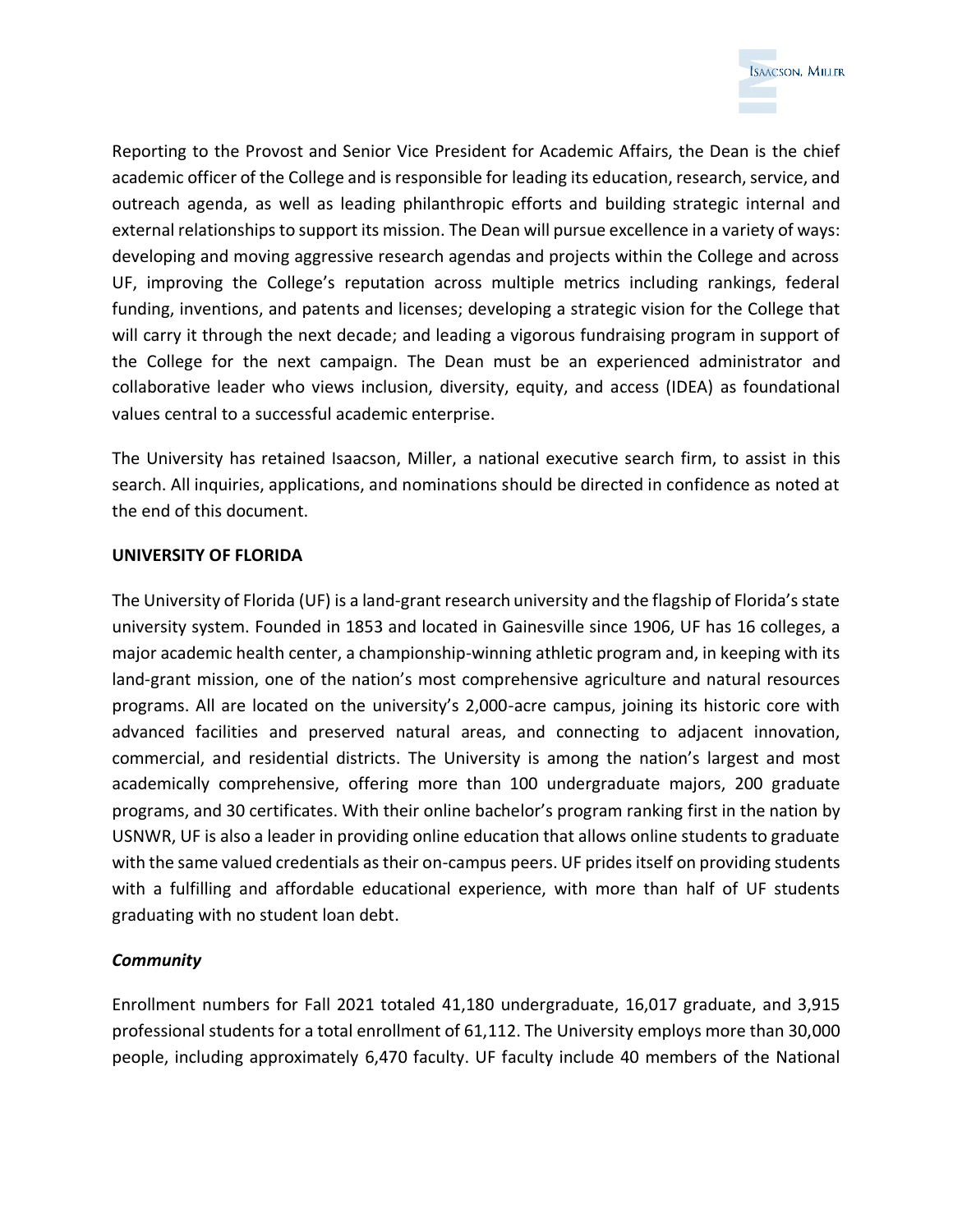Reporting to the Provost and Senior Vice President for Academic Affairs, the Dean is the chief academic officer of the College and is responsible for leading its education, research, service, and outreach agenda, as well as leading philanthropic efforts and building strategic internal and external relationships to support its mission. The Dean will pursue excellence in a variety of ways: developing and moving aggressive research agendas and projects within the College and across UF, improving the College's reputation across multiple metrics including rankings, federal funding, inventions, and patents and licenses; developing a strategic vision for the College that will carry it through the next decade; and leading a vigorous fundraising program in support of the College for the next campaign. The Dean must be an experienced administrator and collaborative leader who views inclusion, diversity, equity, and access (IDEA) as foundational values central to a successful academic enterprise.

The University has retained Isaacson, Miller, a national executive search firm, to assist in this search. All inquiries, applications, and nominations should be directed in confidence as noted at the end of this document.

**UNIVERSITY OF FLORIDA**

The University of Florida (UF) is a land-grant research university and the flagship of Florida's state university system. Founded in 1853 and located in Gainesville since 1906, UF has 16 colleges, a major academic health center, a championship-winning athletic program and, in keeping with its land-grant mission, one of the nation's most comprehensive agriculture and natural resources programs. All are located on the university's 2,000-acre campus, joining its historic core with advanced facilities and preserved natural areas, and connecting to adjacent innovation, commercial, and residential districts. The University is among the nation's largest and most academically comprehensive, offering more than 100 undergraduate majors, 200 graduate programs, and 30 certificates. With their online bachelor's program ranking first in the nation by USNWR, UF is also a leader in providing online education that allows online students to graduate with the same valued credentials as their on-campus peers. UF prides itself on providing students with a fulfilling and affordable educational experience, with more than half of UF students graduating with no student loan debt.

***Community***

Enrollment numbers for Fall 2021 totaled 41,180 undergraduate, 16,017 graduate, and 3,915 professional students for a total enrollment of 61,112. The University employs more than 30,000 people, including approximately 6,470 faculty. UF faculty include 40 members of the National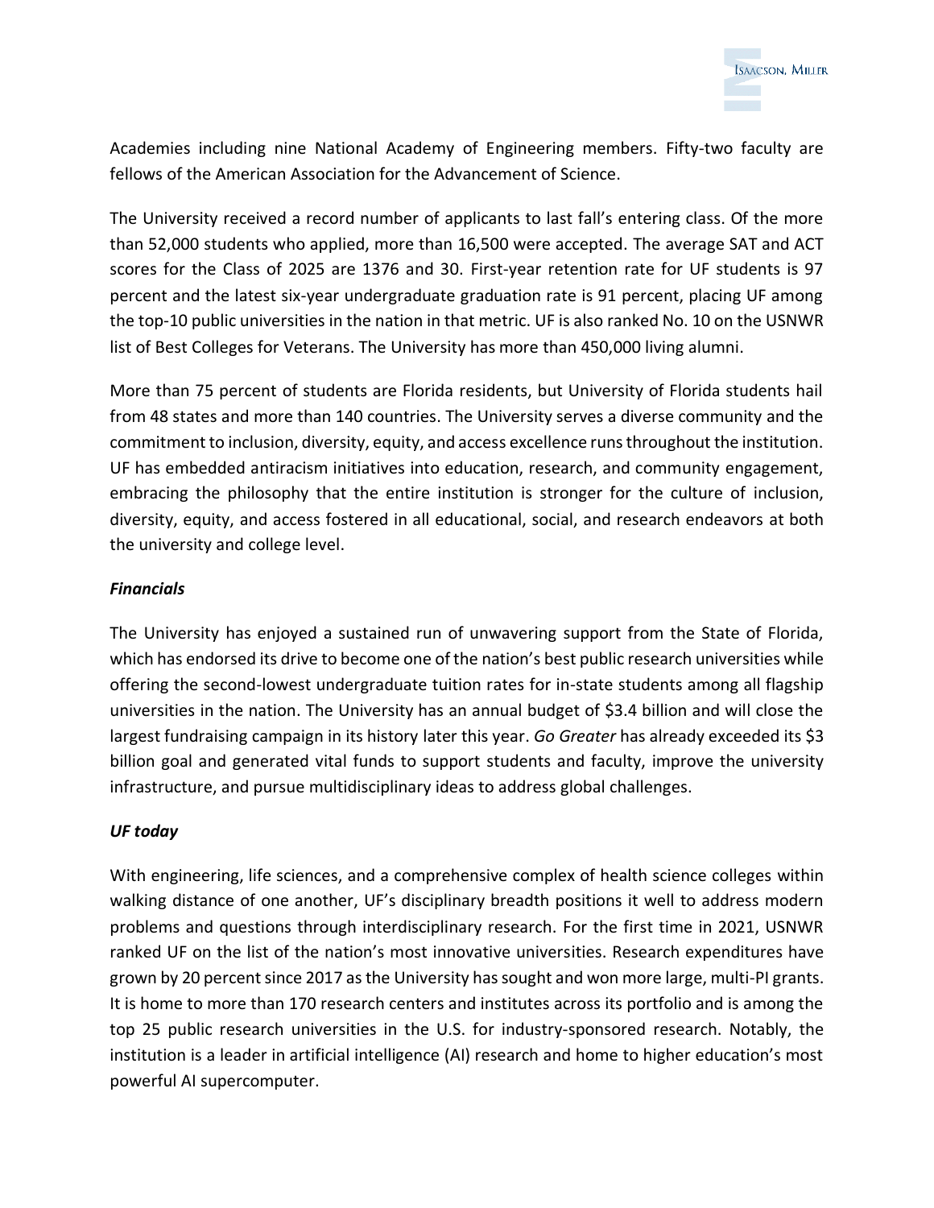Academies including nine National Academy of Engineering members. Fifty-two faculty are fellows of the American Association for the Advancement of Science.

The University received a record number of applicants to last fall's entering class. Of the more than 52,000 students who applied, more than 16,500 were accepted. The average SAT and ACT scores for the Class of 2025 are 1376 and 30. First-year retention rate for UF students is 97 percent and the latest six-year undergraduate graduation rate is 91 percent, placing UF among the top-10 public universities in the nation in that metric. UF is also ranked No. 10 on the USNWR list of Best Colleges for Veterans. The University has more than 450,000 living alumni.

More than 75 percent of students are Florida residents, but University of Florida students hail from 48 states and more than 140 countries. The University serves a diverse community and the commitment to inclusion, diversity, equity, and access excellence runs throughout the institution. UF has embedded antiracism initiatives into education, research, and community engagement, embracing the philosophy that the entire institution is stronger for the culture of inclusion, diversity, equity, and access fostered in all educational, social, and research endeavors at both the university and college level.

***Financials***

The University has enjoyed a sustained run of unwavering support from the State of Florida, which has endorsed its drive to become one of the nation's best public research universities while offering the second-lowest undergraduate tuition rates for in-state students among all flagship universities in the nation. The University has an annual budget of $3.4 billion and will close the largest fundraising campaign in its history later this year. *Go Greater* has already exceeded its $3 billion goal and generated vital funds to support students and faculty, improve the university infrastructure, and pursue multidisciplinary ideas to address global challenges.

***UF today***

With engineering, life sciences, and a comprehensive complex of health science colleges within walking distance of one another, UF's disciplinary breadth positions it well to address modern problems and questions through interdisciplinary research. For the first time in 2021, USNWR ranked UF on the list of the nation's most innovative universities. Research expenditures have grown by 20 percent since 2017 as the University has sought and won more large, multi-PI grants. It is home to more than 170 research centers and institutes across its portfolio and is among the top 25 public research universities in the U.S. for industry-sponsored research. Notably, the institution is a leader in artificial intelligence (AI) research and home to higher education's most powerful AI supercomputer.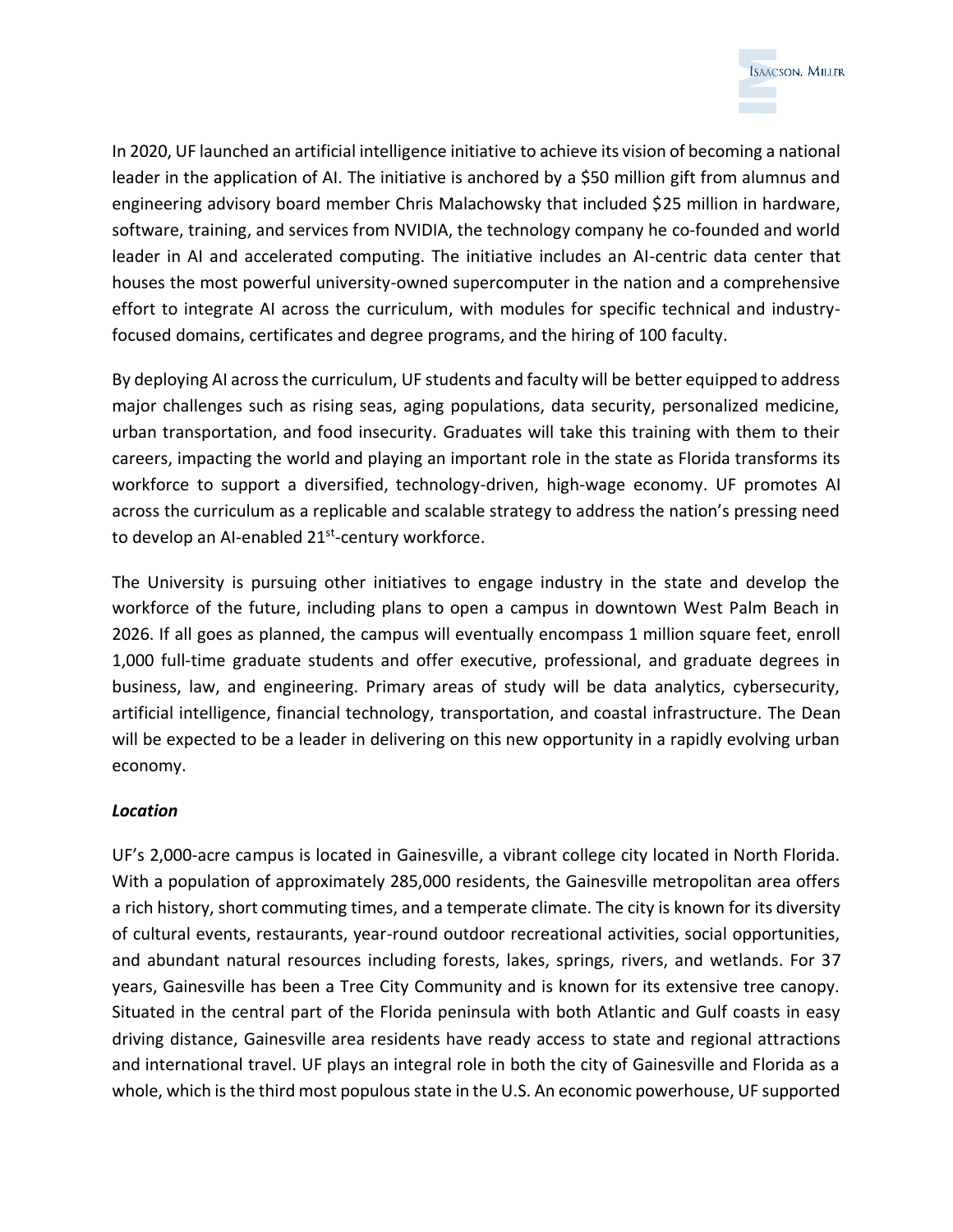In 2020, UF launched an artificial intelligence initiative to achieve its vision of becoming a national leader in the application of AI. The initiative is anchored by a $50 million gift from alumnus and engineering advisory board member Chris Malachowsky that included $25 million in hardware, software, training, and services from NVIDIA, the technology company he co-founded and world leader in AI and accelerated computing. The initiative includes an AI-centric data center that houses the most powerful university-owned supercomputer in the nation and a comprehensive effort to integrate AI across the curriculum, with modules for specific technical and industry-focused domains, certificates and degree programs, and the hiring of 100 faculty.

By deploying AI across the curriculum, UF students and faculty will be better equipped to address major challenges such as rising seas, aging populations, data security, personalized medicine, urban transportation, and food insecurity. Graduates will take this training with them to their careers, impacting the world and playing an important role in the state as Florida transforms its workforce to support a diversified, technology-driven, high-wage economy. UF promotes AI across the curriculum as a replicable and scalable strategy to address the nation's pressing need to develop an AI-enabled 21st-century workforce.

The University is pursuing other initiatives to engage industry in the state and develop the workforce of the future, including plans to open a campus in downtown West Palm Beach in 2026. If all goes as planned, the campus will eventually encompass 1 million square feet, enroll 1,000 full-time graduate students and offer executive, professional, and graduate degrees in business, law, and engineering. Primary areas of study will be data analytics, cybersecurity, artificial intelligence, financial technology, transportation, and coastal infrastructure. The Dean will be expected to be a leader in delivering on this new opportunity in a rapidly evolving urban economy.

***Location***

UF's 2,000-acre campus is located in Gainesville, a vibrant college city located in North Florida. With a population of approximately 285,000 residents, the Gainesville metropolitan area offers a rich history, short commuting times, and a temperate climate. The city is known for its diversity of cultural events, restaurants, year-round outdoor recreational activities, social opportunities, and abundant natural resources including forests, lakes, springs, rivers, and wetlands. For 37 years, Gainesville has been a Tree City Community and is known for its extensive tree canopy. Situated in the central part of the Florida peninsula with both Atlantic and Gulf coasts in easy driving distance, Gainesville area residents have ready access to state and regional attractions and international travel. UF plays an integral role in both the city of Gainesville and Florida as a whole, which is the third most populous state in the U.S. An economic powerhouse, UF supported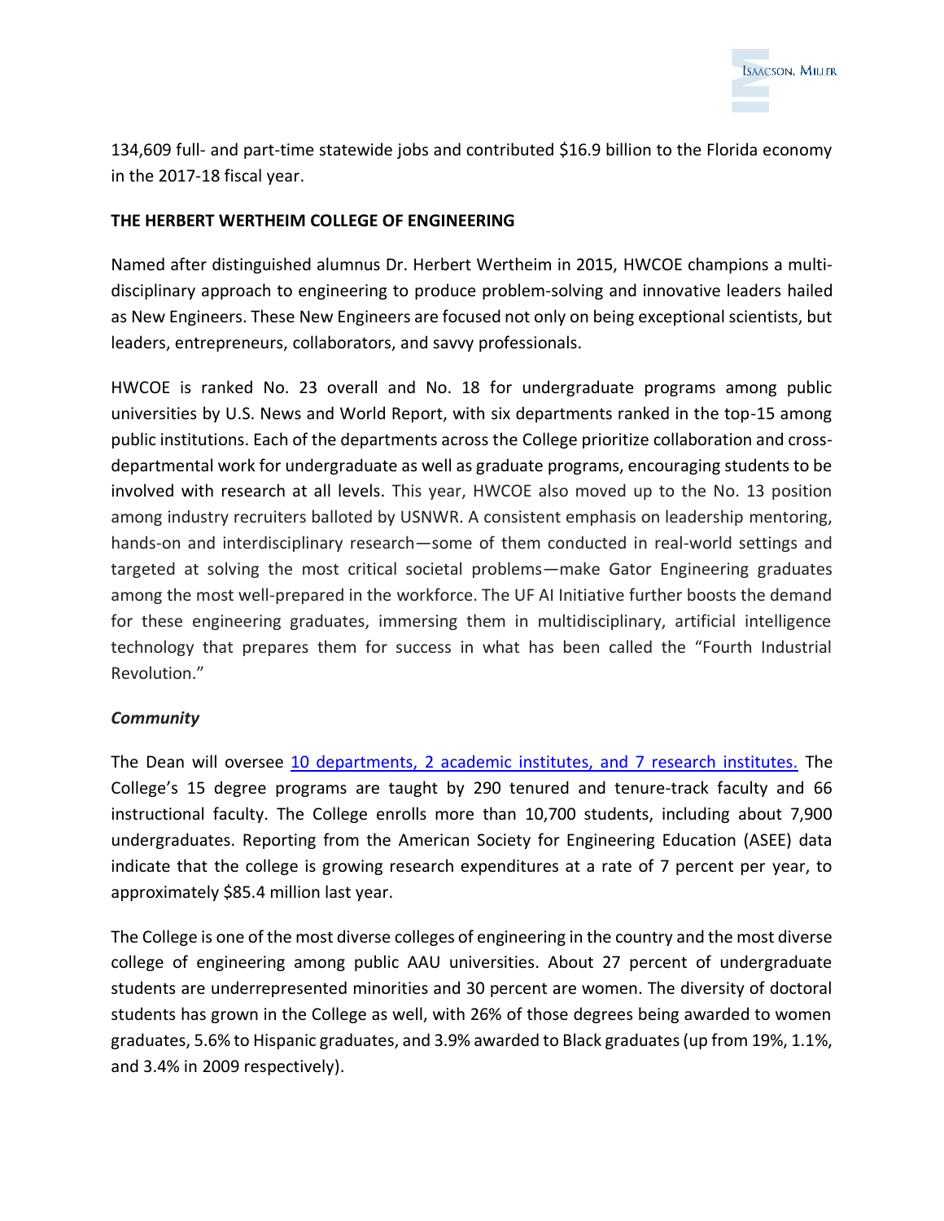134,609 full- and part-time statewide jobs and contributed $16.9 billion to the Florida economy in the 2017-18 fiscal year.

**THE HERBERT WERTHEIM COLLEGE OF ENGINEERING**

Named after distinguished alumnus Dr. Herbert Wertheim in 2015, HWCOE champions a multi-disciplinary approach to engineering to produce problem-solving and innovative leaders hailed as New Engineers. These New Engineers are focused not only on being exceptional scientists, but leaders, entrepreneurs, collaborators, and savvy professionals.

HWCOE is ranked No. 23 overall and No. 18 for undergraduate programs among public universities by U.S. News and World Report, with six departments ranked in the top-15 among public institutions. Each of the departments across the College prioritize collaboration and cross-departmental work for undergraduate as well as graduate programs, encouraging students to be involved with research at all levels. This year, HWCOE also moved up to the No. 13 position among industry recruiters balloted by USNWR. A consistent emphasis on leadership mentoring, hands-on and interdisciplinary research—some of them conducted in real-world settings and targeted at solving the most critical societal problems—make Gator Engineering graduates among the most well-prepared in the workforce. The UF AI Initiative further boosts the demand for these engineering graduates, immersing them in multidisciplinary, artificial intelligence technology that prepares them for success in what has been called the "Fourth Industrial Revolution."

***Community***

The Dean will oversee [10 departments, 2 academic institutes, and 7 research institutes.](#) The College's 15 degree programs are taught by 290 tenured and tenure-track faculty and 66 instructional faculty. The College enrolls more than 10,700 students, including about 7,900 undergraduates. Reporting from the American Society for Engineering Education (ASEE) data indicate that the college is growing research expenditures at a rate of 7 percent per year, to approximately $85.4 million last year.

The College is one of the most diverse colleges of engineering in the country and the most diverse college of engineering among public AAU universities. About 27 percent of undergraduate students are underrepresented minorities and 30 percent are women. The diversity of doctoral students has grown in the College as well, with 26% of those degrees being awarded to women graduates, 5.6% to Hispanic graduates, and 3.9% awarded to Black graduates (up from 19%, 1.1%, and 3.4% in 2009 respectively).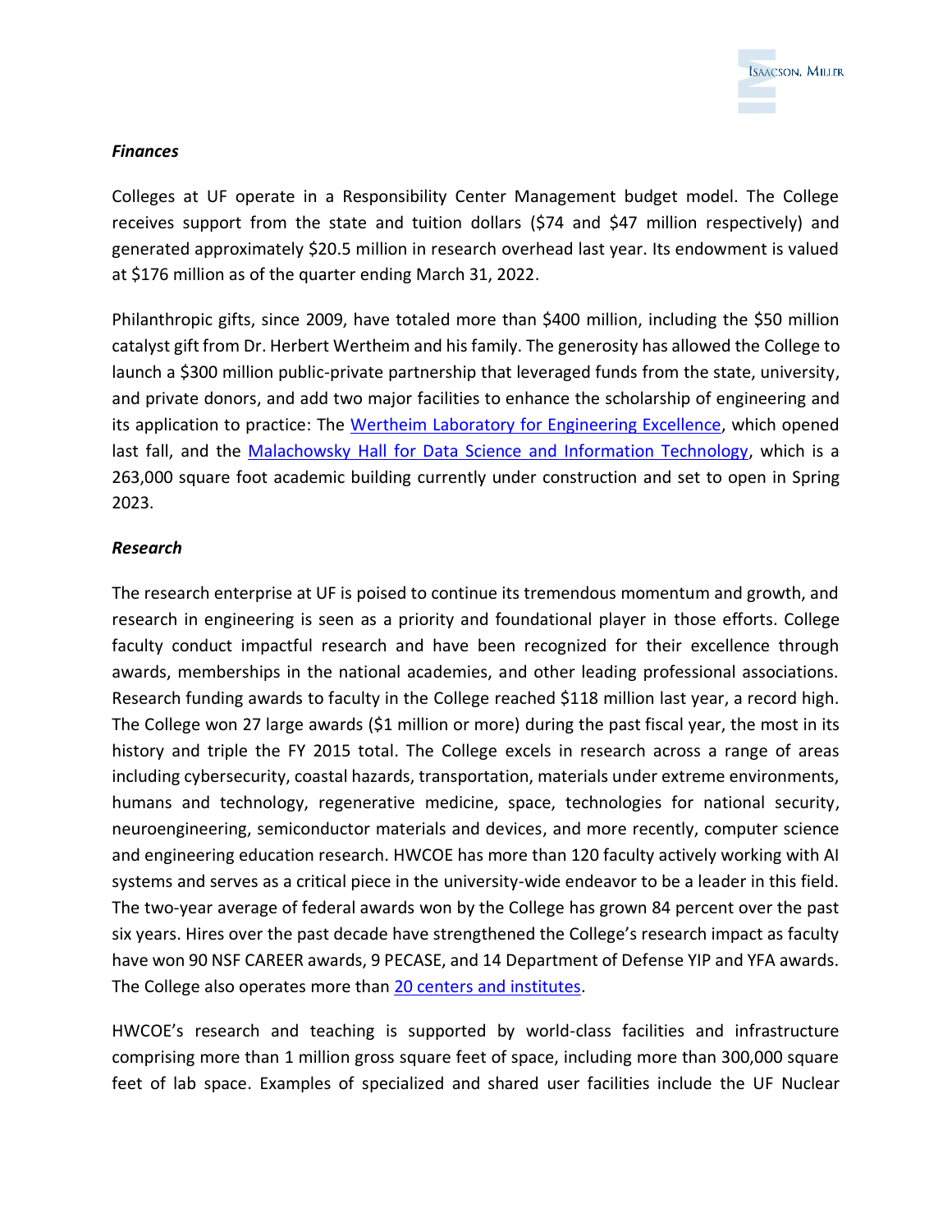***Finances***

Colleges at UF operate in a Responsibility Center Management budget model. The College receives support from the state and tuition dollars ($74 and $47 million respectively) and generated approximately $20.5 million in research overhead last year. Its endowment is valued at $176 million as of the quarter ending March 31, 2022.

Philanthropic gifts, since 2009, have totaled more than $400 million, including the $50 million catalyst gift from Dr. Herbert Wertheim and his family. The generosity has allowed the College to launch a $300 million public-private partnership that leveraged funds from the state, university, and private donors, and add two major facilities to enhance the scholarship of engineering and its application to practice: The Wertheim Laboratory for Engineering Excellence, which opened last fall, and the Malachowsky Hall for Data Science and Information Technology, which is a 263,000 square foot academic building currently under construction and set to open in Spring 2023.

***Research***

The research enterprise at UF is poised to continue its tremendous momentum and growth, and research in engineering is seen as a priority and foundational player in those efforts. College faculty conduct impactful research and have been recognized for their excellence through awards, memberships in the national academies, and other leading professional associations. Research funding awards to faculty in the College reached $118 million last year, a record high. The College won 27 large awards ($1 million or more) during the past fiscal year, the most in its history and triple the FY 2015 total. The College excels in research across a range of areas including cybersecurity, coastal hazards, transportation, materials under extreme environments, humans and technology, regenerative medicine, space, technologies for national security, neuroengineering, semiconductor materials and devices, and more recently, computer science and engineering education research. HWCOE has more than 120 faculty actively working with AI systems and serves as a critical piece in the university-wide endeavor to be a leader in this field. The two-year average of federal awards won by the College has grown 84 percent over the past six years. Hires over the past decade have strengthened the College's research impact as faculty have won 90 NSF CAREER awards, 9 PECASE, and 14 Department of Defense YIP and YFA awards. The College also operates more than 20 centers and institutes.

HWCOE's research and teaching is supported by world-class facilities and infrastructure comprising more than 1 million gross square feet of space, including more than 300,000 square feet of lab space. Examples of specialized and shared user facilities include the UF Nuclear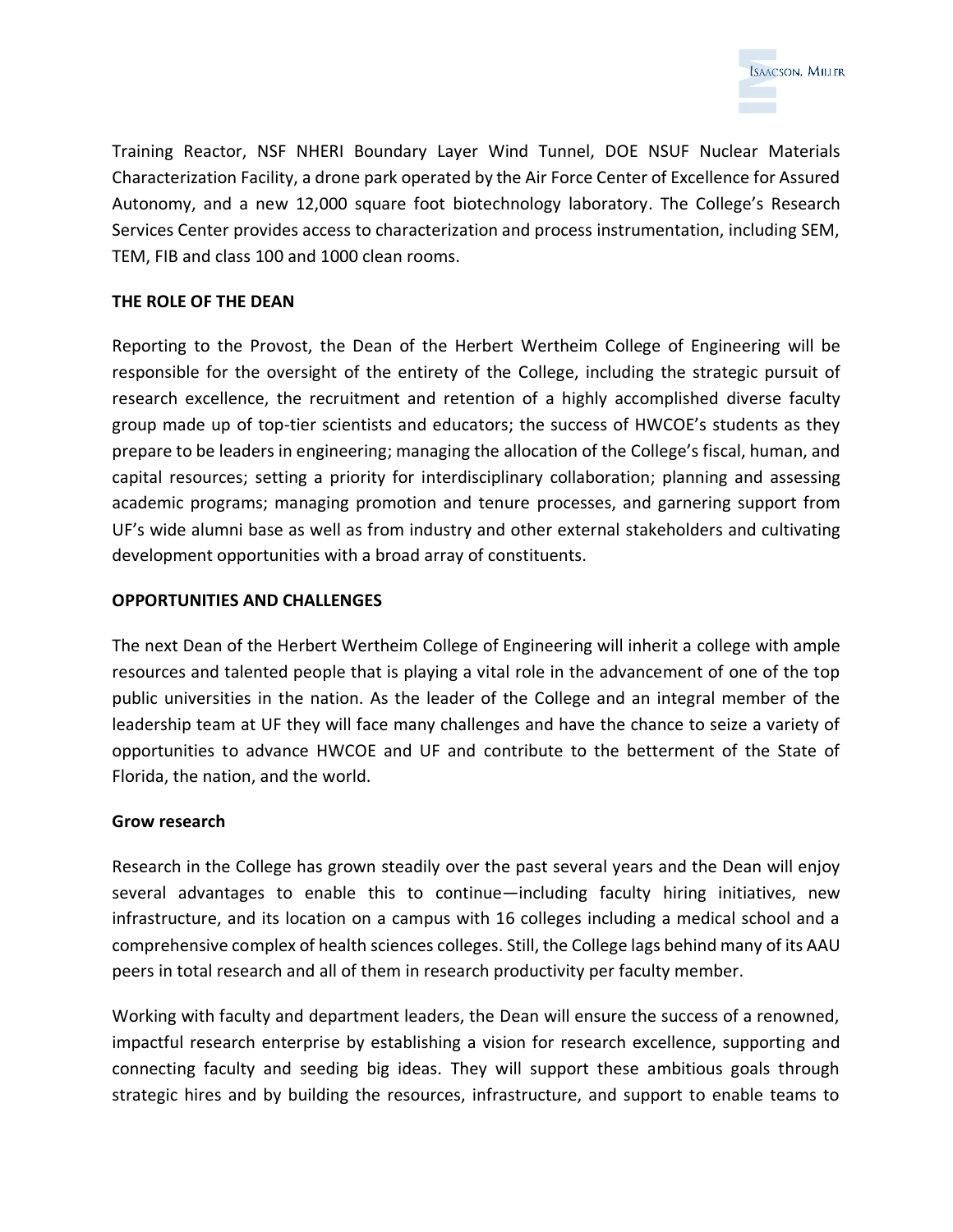Training Reactor, NSF NHERI Boundary Layer Wind Tunnel, DOE NSUF Nuclear Materials Characterization Facility, a drone park operated by the Air Force Center of Excellence for Assured Autonomy, and a new 12,000 square foot biotechnology laboratory. The College's Research Services Center provides access to characterization and process instrumentation, including SEM, TEM, FIB and class 100 and 1000 clean rooms.

## THE ROLE OF THE DEAN

Reporting to the Provost, the Dean of the Herbert Wertheim College of Engineering will be responsible for the oversight of the entirety of the College, including the strategic pursuit of research excellence, the recruitment and retention of a highly accomplished diverse faculty group made up of top-tier scientists and educators; the success of HWCOE's students as they prepare to be leaders in engineering; managing the allocation of the College's fiscal, human, and capital resources; setting a priority for interdisciplinary collaboration; planning and assessing academic programs; managing promotion and tenure processes, and garnering support from UF's wide alumni base as well as from industry and other external stakeholders and cultivating development opportunities with a broad array of constituents.

## OPPORTUNITIES AND CHALLENGES

The next Dean of the Herbert Wertheim College of Engineering will inherit a college with ample resources and talented people that is playing a vital role in the advancement of one of the top public universities in the nation. As the leader of the College and an integral member of the leadership team at UF they will face many challenges and have the chance to seize a variety of opportunities to advance HWCOE and UF and contribute to the betterment of the State of Florida, the nation, and the world.

### Grow research

Research in the College has grown steadily over the past several years and the Dean will enjoy several advantages to enable this to continue—including faculty hiring initiatives, new infrastructure, and its location on a campus with 16 colleges including a medical school and a comprehensive complex of health sciences colleges. Still, the College lags behind many of its AAU peers in total research and all of them in research productivity per faculty member.

Working with faculty and department leaders, the Dean will ensure the success of a renowned, impactful research enterprise by establishing a vision for research excellence, supporting and connecting faculty and seeding big ideas. They will support these ambitious goals through strategic hires and by building the resources, infrastructure, and support to enable teams to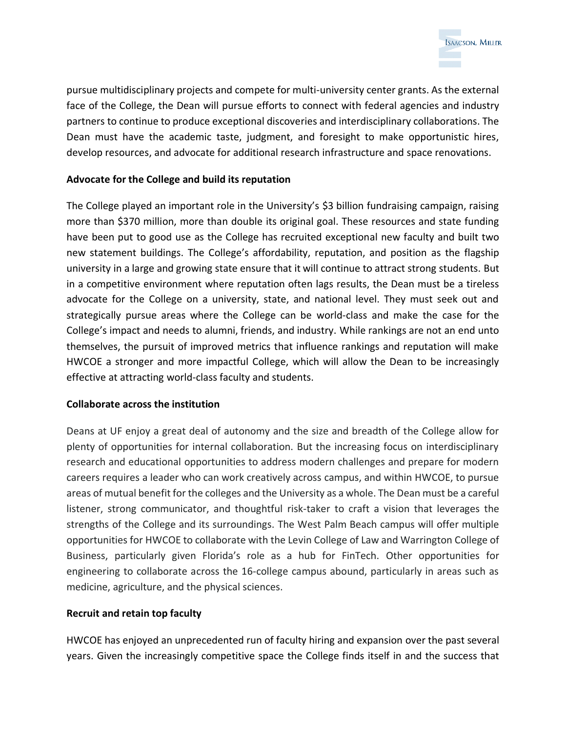pursue multidisciplinary projects and compete for multi-university center grants. As the external face of the College, the Dean will pursue efforts to connect with federal agencies and industry partners to continue to produce exceptional discoveries and interdisciplinary collaborations. The Dean must have the academic taste, judgment, and foresight to make opportunistic hires, develop resources, and advocate for additional research infrastructure and space renovations.

**Advocate for the College and build its reputation**

The College played an important role in the University's $3 billion fundraising campaign, raising more than $370 million, more than double its original goal. These resources and state funding have been put to good use as the College has recruited exceptional new faculty and built two new statement buildings. The College's affordability, reputation, and position as the flagship university in a large and growing state ensure that it will continue to attract strong students. But in a competitive environment where reputation often lags results, the Dean must be a tireless advocate for the College on a university, state, and national level. They must seek out and strategically pursue areas where the College can be world-class and make the case for the College's impact and needs to alumni, friends, and industry. While rankings are not an end unto themselves, the pursuit of improved metrics that influence rankings and reputation will make HWCOE a stronger and more impactful College, which will allow the Dean to be increasingly effective at attracting world-class faculty and students.

**Collaborate across the institution**

Deans at UF enjoy a great deal of autonomy and the size and breadth of the College allow for plenty of opportunities for internal collaboration. But the increasing focus on interdisciplinary research and educational opportunities to address modern challenges and prepare for modern careers requires a leader who can work creatively across campus, and within HWCOE, to pursue areas of mutual benefit for the colleges and the University as a whole. The Dean must be a careful listener, strong communicator, and thoughtful risk-taker to craft a vision that leverages the strengths of the College and its surroundings. The West Palm Beach campus will offer multiple opportunities for HWCOE to collaborate with the Levin College of Law and Warrington College of Business, particularly given Florida's role as a hub for FinTech. Other opportunities for engineering to collaborate across the 16-college campus abound, particularly in areas such as medicine, agriculture, and the physical sciences.

**Recruit and retain top faculty**

HWCOE has enjoyed an unprecedented run of faculty hiring and expansion over the past several years. Given the increasingly competitive space the College finds itself in and the success that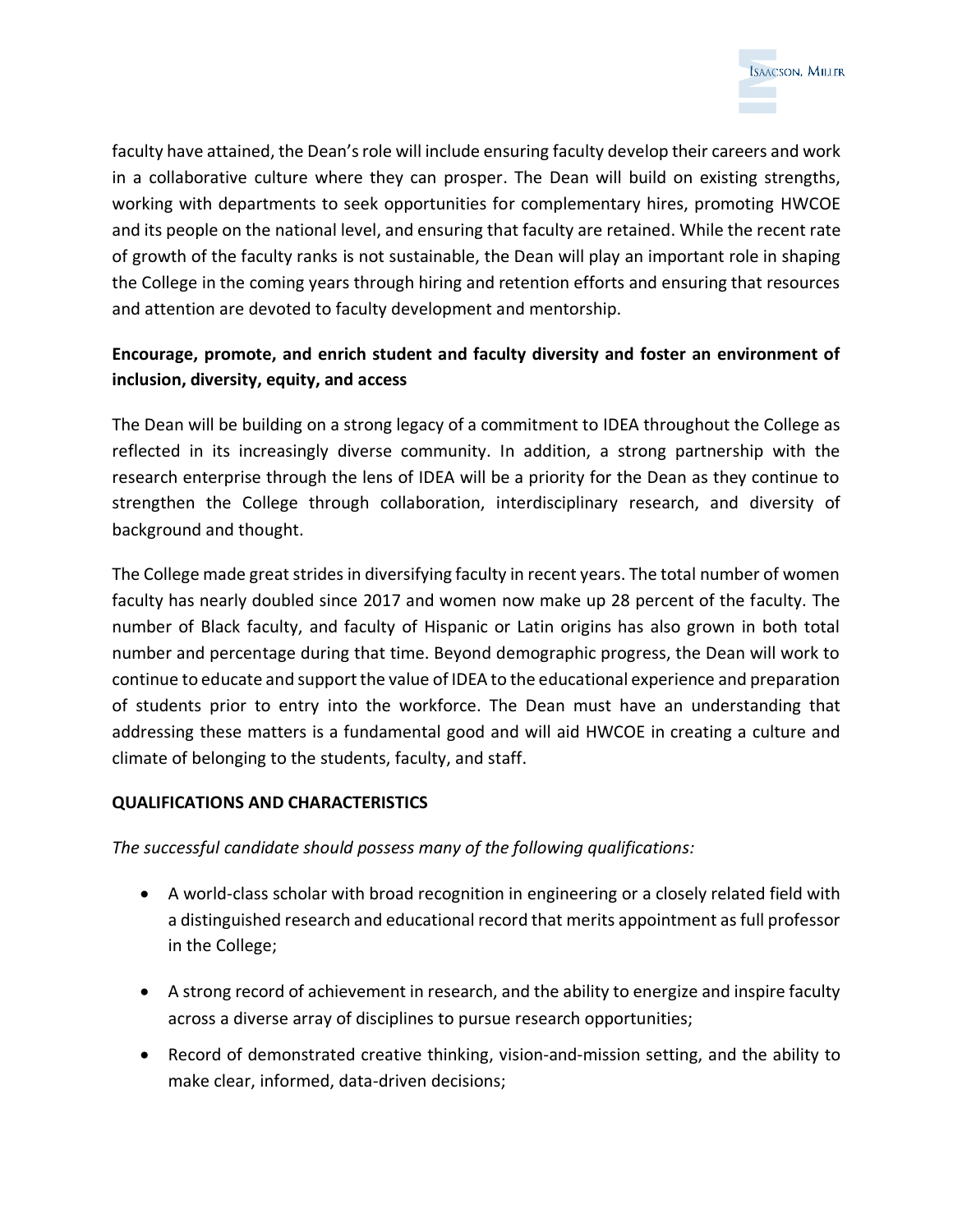faculty have attained, the Dean's role will include ensuring faculty develop their careers and work in a collaborative culture where they can prosper. The Dean will build on existing strengths, working with departments to seek opportunities for complementary hires, promoting HWCOE and its people on the national level, and ensuring that faculty are retained. While the recent rate of growth of the faculty ranks is not sustainable, the Dean will play an important role in shaping the College in the coming years through hiring and retention efforts and ensuring that resources and attention are devoted to faculty development and mentorship.

**Encourage, promote, and enrich student and faculty diversity and foster an environment of inclusion, diversity, equity, and access**

The Dean will be building on a strong legacy of a commitment to IDEA throughout the College as reflected in its increasingly diverse community. In addition, a strong partnership with the research enterprise through the lens of IDEA will be a priority for the Dean as they continue to strengthen the College through collaboration, interdisciplinary research, and diversity of background and thought.

The College made great strides in diversifying faculty in recent years. The total number of women faculty has nearly doubled since 2017 and women now make up 28 percent of the faculty. The number of Black faculty, and faculty of Hispanic or Latin origins has also grown in both total number and percentage during that time. Beyond demographic progress, the Dean will work to continue to educate and support the value of IDEA to the educational experience and preparation of students prior to entry into the workforce. The Dean must have an understanding that addressing these matters is a fundamental good and will aid HWCOE in creating a culture and climate of belonging to the students, faculty, and staff.

## QUALIFICATIONS AND CHARACTERISTICS

*The successful candidate should possess many of the following qualifications:*

- A world-class scholar with broad recognition in engineering or a closely related field with a distinguished research and educational record that merits appointment as full professor in the College;
- A strong record of achievement in research, and the ability to energize and inspire faculty across a diverse array of disciplines to pursue research opportunities;
- Record of demonstrated creative thinking, vision-and-mission setting, and the ability to make clear, informed, data-driven decisions;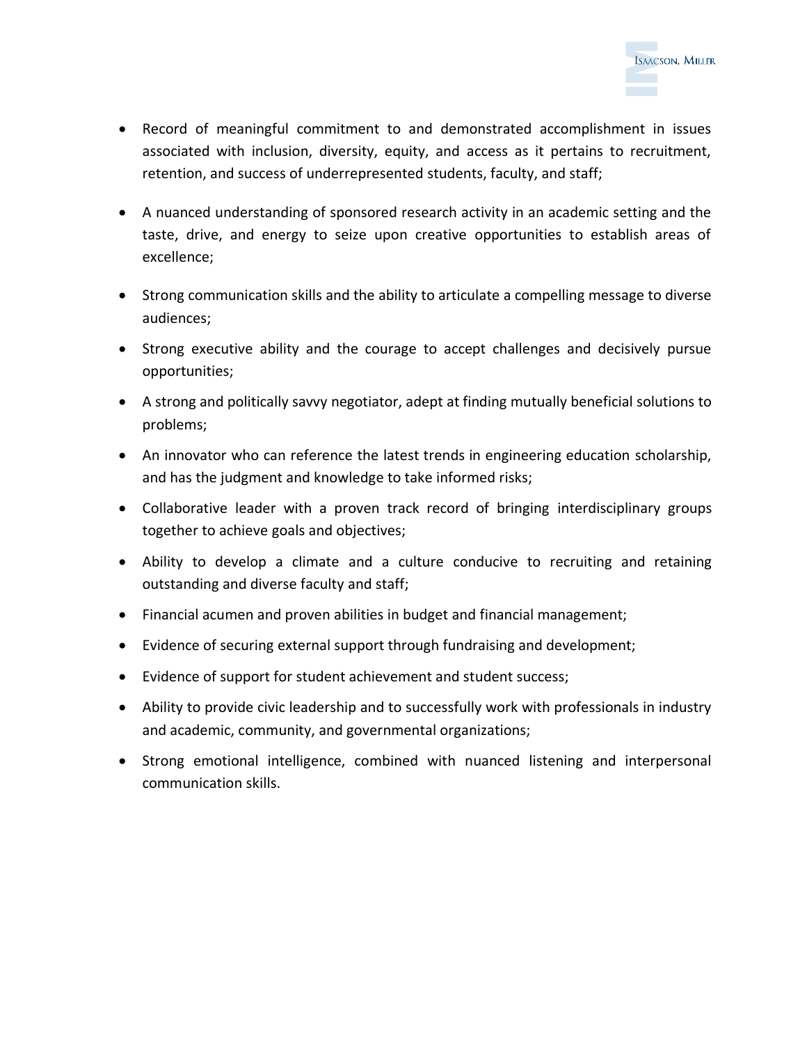- Record of meaningful commitment to and demonstrated accomplishment in issues associated with inclusion, diversity, equity, and access as it pertains to recruitment, retention, and success of underrepresented students, faculty, and staff;
- A nuanced understanding of sponsored research activity in an academic setting and the taste, drive, and energy to seize upon creative opportunities to establish areas of excellence;
- Strong communication skills and the ability to articulate a compelling message to diverse audiences;
- Strong executive ability and the courage to accept challenges and decisively pursue opportunities;
- A strong and politically savvy negotiator, adept at finding mutually beneficial solutions to problems;
- An innovator who can reference the latest trends in engineering education scholarship, and has the judgment and knowledge to take informed risks;
- Collaborative leader with a proven track record of bringing interdisciplinary groups together to achieve goals and objectives;
- Ability to develop a climate and a culture conducive to recruiting and retaining outstanding and diverse faculty and staff;
- Financial acumen and proven abilities in budget and financial management;
- Evidence of securing external support through fundraising and development;
- Evidence of support for student achievement and student success;
- Ability to provide civic leadership and to successfully work with professionals in industry and academic, community, and governmental organizations;
- Strong emotional intelligence, combined with nuanced listening and interpersonal communication skills.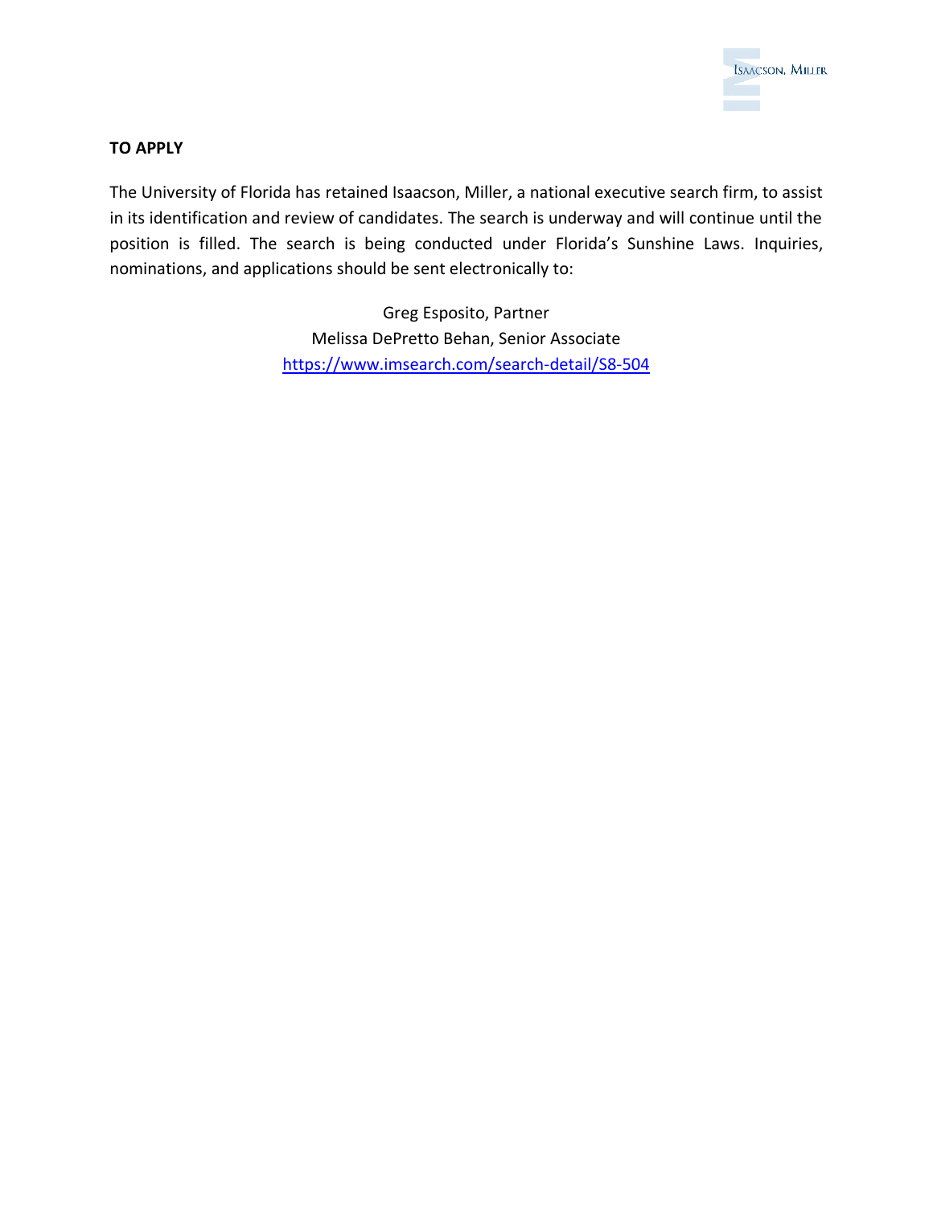**TO APPLY**

The University of Florida has retained Isaacson, Miller, a national executive search firm, to assist in its identification and review of candidates. The search is underway and will continue until the position is filled. The search is being conducted under Florida's Sunshine Laws. Inquiries, nominations, and applications should be sent electronically to:

Greg Esposito, Partner
Melissa DePretto Behan, Senior Associate
https://www.imsearch.com/search-detail/S8-504